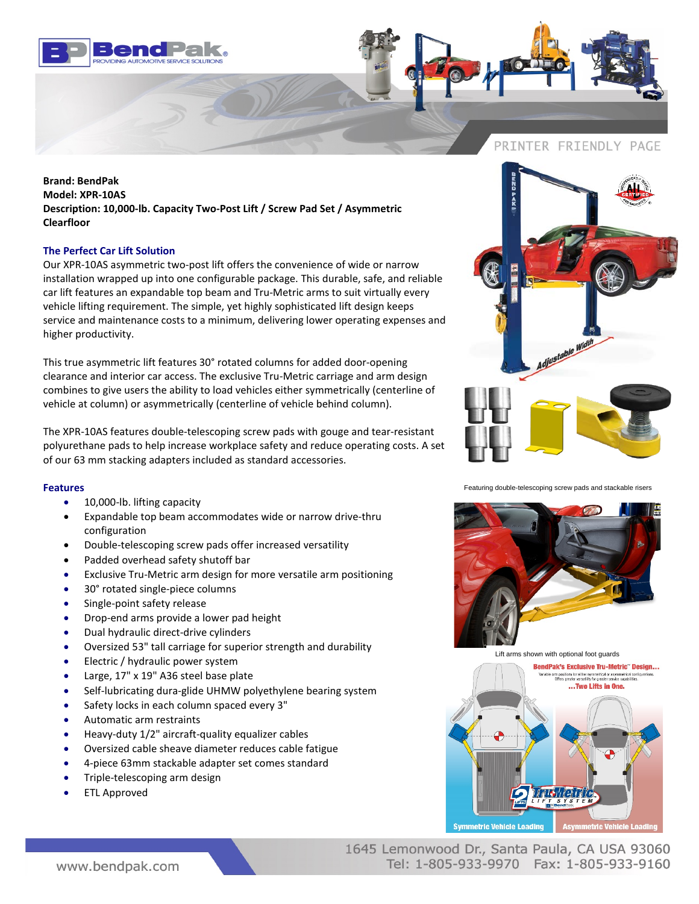**Brand: BendPak**
**Model: XPR-10AS**
**Description: 10,000-lb. Capacity Two-Post Lift / Screw Pad Set / Asymmetric Clearfloor**

### The Perfect Car Lift Solution

Our XPR-10AS asymmetric two-post lift offers the convenience of wide or narrow installation wrapped up into one configurable package. This durable, safe, and reliable car lift features an expandable top beam and Tru-Metric arms to suit virtually every vehicle lifting requirement. The simple, yet highly sophisticated lift design keeps service and maintenance costs to a minimum, delivering lower operating expenses and higher productivity.

This true asymmetric lift features 30° rotated columns for added door-opening clearance and interior car access. The exclusive Tru-Metric carriage and arm design combines to give users the ability to load vehicles either symmetrically (centerline of vehicle at column) or asymmetrically (centerline of vehicle behind column).

The XPR-10AS features double-telescoping screw pads with gouge and tear-resistant polyurethane pads to help increase workplace safety and reduce operating costs. A set of our 63 mm stacking adapters included as standard accessories.

Featuring double-telescoping screw pads and stackable risers

### Features

- 10,000-lb. lifting capacity
- Expandable top beam accommodates wide or narrow drive-thru configuration
- Double-telescoping screw pads offer increased versatility
- Padded overhead safety shutoff bar
- Exclusive Tru-Metric arm design for more versatile arm positioning
- 30° rotated single-piece columns
- Single-point safety release
- Drop-end arms provide a lower pad height
- Dual hydraulic direct-drive cylinders
- Oversized 53" tall carriage for superior strength and durability
- Electric / hydraulic power system
- Large, 17" x 19" A36 steel base plate
- Self-lubricating dura-glide UHMW polyethylene bearing system
- Safety locks in each column spaced every 3"
- Automatic arm restraints
- Heavy-duty 1/2" aircraft-quality equalizer cables
- Oversized cable sheave diameter reduces cable fatigue
- 4-piece 63mm stackable adapter set comes standard
- Triple-telescoping arm design
- ETL Approved

Lift arms shown with optional foot guards

1645 Lemonwood Dr., Santa Paula, CA USA 93060
Tel: 1-805-933-9970 Fax: 1-805-933-9160
www.bendpak.com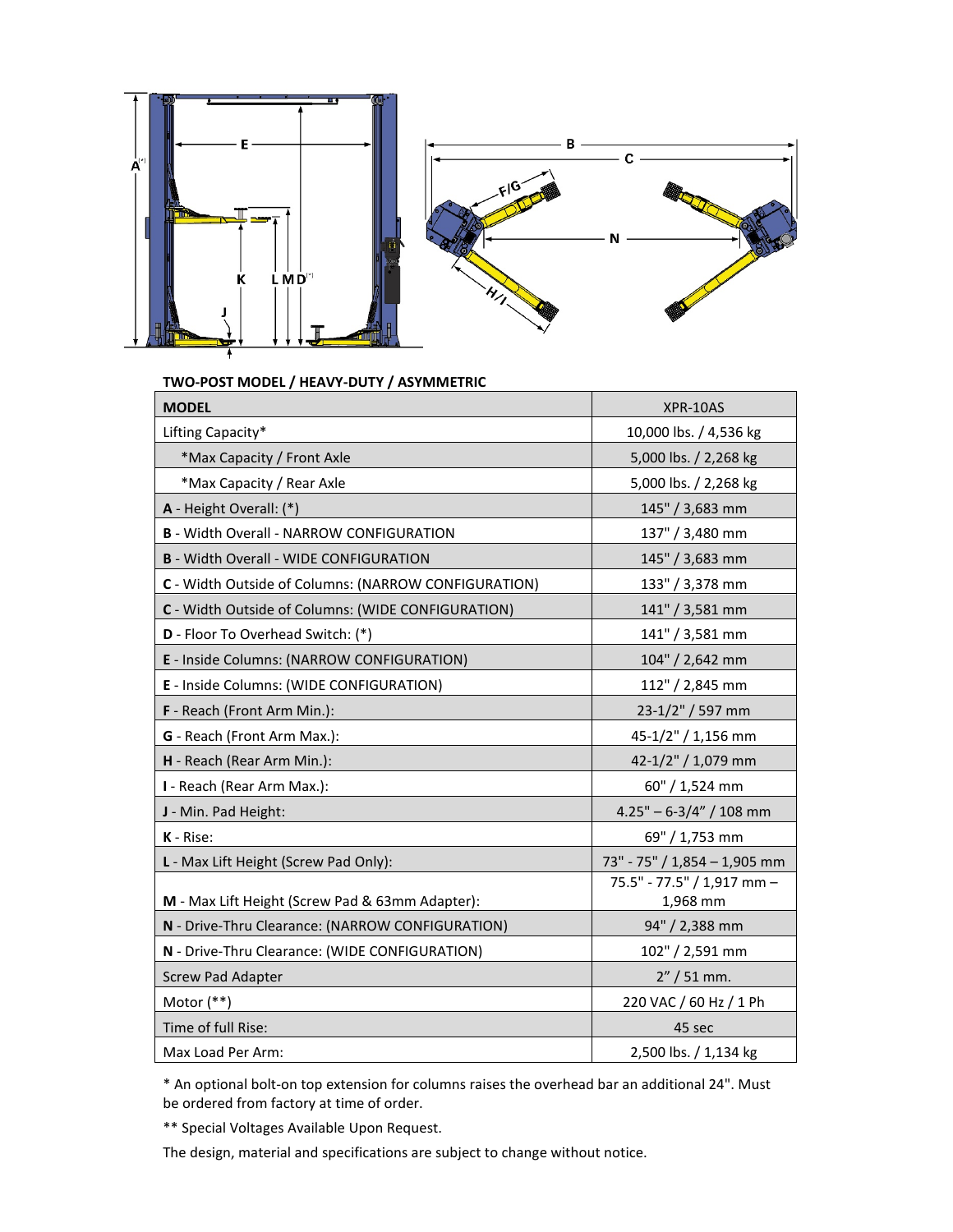TWO-POST MODEL / HEAVY-DUTY / ASYMMETRIC

| MODEL | XPR-10AS |
|---|---|
| Lifting Capacity* | 10,000 lbs. / 4,536 kg |
| *Max Capacity / Front Axle | 5,000 lbs. / 2,268 kg |
| *Max Capacity / Rear Axle | 5,000 lbs. / 2,268 kg |
| **A** - Height Overall: (*) | 145" / 3,683 mm |
| **B** - Width Overall - NARROW CONFIGURATION | 137" / 3,480 mm |
| **B** - Width Overall - WIDE CONFIGURATION | 145" / 3,683 mm |
| **C** - Width Outside of Columns: (NARROW CONFIGURATION) | 133" / 3,378 mm |
| **C** - Width Outside of Columns: (WIDE CONFIGURATION) | 141" / 3,581 mm |
| **D** - Floor To Overhead Switch: (*) | 141" / 3,581 mm |
| **E** - Inside Columns: (NARROW CONFIGURATION) | 104" / 2,642 mm |
| **E** - Inside Columns: (WIDE CONFIGURATION) | 112" / 2,845 mm |
| **F** - Reach (Front Arm Min.): | 23-1/2" / 597 mm |
| **G** - Reach (Front Arm Max.): | 45-1/2" / 1,156 mm |
| **H** - Reach (Rear Arm Min.): | 42-1/2" / 1,079 mm |
| **I** - Reach (Rear Arm Max.): | 60" / 1,524 mm |
| **J** - Min. Pad Height: | 4.25" – 6-3/4" / 108 mm |
| **K** - Rise: | 69" / 1,753 mm |
| **L** - Max Lift Height (Screw Pad Only): | 73" - 75" / 1,854 – 1,905 mm |
| **M** - Max Lift Height (Screw Pad & 63mm Adapter): | 75.5" - 77.5" / 1,917 mm – 1,968 mm |
| **N** - Drive-Thru Clearance: (NARROW CONFIGURATION) | 94" / 2,388 mm |
| **N** - Drive-Thru Clearance: (WIDE CONFIGURATION) | 102" / 2,591 mm |
| Screw Pad Adapter | 2" / 51 mm. |
| Motor (**) | 220 VAC / 60 Hz / 1 Ph |
| Time of full Rise: | 45 sec |
| Max Load Per Arm: | 2,500 lbs. / 1,134 kg |

* An optional bolt-on top extension for columns raises the overhead bar an additional 24". Must be ordered from factory at time of order.

** Special Voltages Available Upon Request.

The design, material and specifications are subject to change without notice.